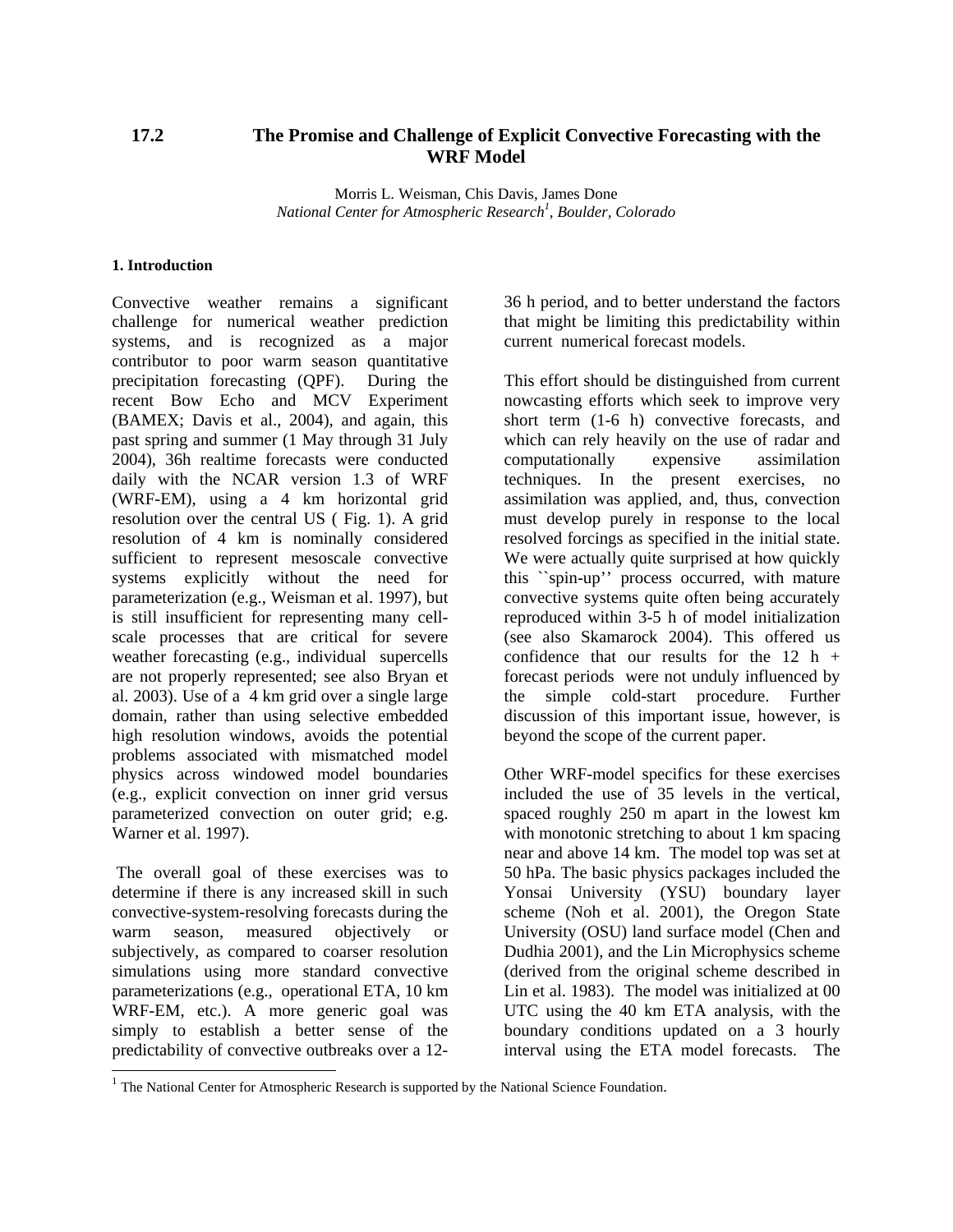# 17.2 The Promise and Challenge of Explicit Convective Forecasting with the WRF Model

Morris L. Weisman, Chis Davis, James Done
*National Center for Atmospheric Research[1], Boulder, Colorado*

## 1. Introduction

Convective weather remains a significant challenge for numerical weather prediction systems, and is recognized as a major contributor to poor warm season quantitative precipitation forecasting (QPF). During the recent Bow Echo and MCV Experiment (BAMEX; Davis et al., 2004), and again, this past spring and summer (1 May through 31 July 2004), 36h realtime forecasts were conducted daily with the NCAR version 1.3 of WRF (WRF-EM), using a 4 km horizontal grid resolution over the central US ( Fig. 1). A grid resolution of 4 km is nominally considered sufficient to represent mesoscale convective systems explicitly without the need for parameterization (e.g., Weisman et al. 1997), but is still insufficient for representing many cell-scale processes that are critical for severe weather forecasting (e.g., individual supercells are not properly represented; see also Bryan et al. 2003). Use of a 4 km grid over a single large domain, rather than using selective embedded high resolution windows, avoids the potential problems associated with mismatched model physics across windowed model boundaries (e.g., explicit convection on inner grid versus parameterized convection on outer grid; e.g. Warner et al. 1997).

The overall goal of these exercises was to determine if there is any increased skill in such convective-system-resolving forecasts during the warm season, measured objectively or subjectively, as compared to coarser resolution simulations using more standard convective parameterizations (e.g., operational ETA, 10 km WRF-EM, etc.). A more generic goal was simply to establish a better sense of the predictability of convective outbreaks over a 12-36 h period, and to better understand the factors that might be limiting this predictability within current numerical forecast models.

This effort should be distinguished from current nowcasting efforts which seek to improve very short term (1-6 h) convective forecasts, and which can rely heavily on the use of radar and computationally expensive assimilation techniques. In the present exercises, no assimilation was applied, and, thus, convection must develop purely in response to the local resolved forcings as specified in the initial state. We were actually quite surprised at how quickly this ``spin-up'' process occurred, with mature convective systems quite often being accurately reproduced within 3-5 h of model initialization (see also Skamarock 2004). This offered us confidence that our results for the 12 h + forecast periods were not unduly influenced by the simple cold-start procedure. Further discussion of this important issue, however, is beyond the scope of the current paper.

Other WRF-model specifics for these exercises included the use of 35 levels in the vertical, spaced roughly 250 m apart in the lowest km with monotonic stretching to about 1 km spacing near and above 14 km. The model top was set at 50 hPa. The basic physics packages included the Yonsai University (YSU) boundary layer scheme (Noh et al. 2001), the Oregon State University (OSU) land surface model (Chen and Dudhia 2001), and the Lin Microphysics scheme (derived from the original scheme described in Lin et al. 1983). The model was initialized at 00 UTC using the 40 km ETA analysis, with the boundary conditions updated on a 3 hourly interval using the ETA model forecasts. The

[1] The National Center for Atmospheric Research is supported by the National Science Foundation.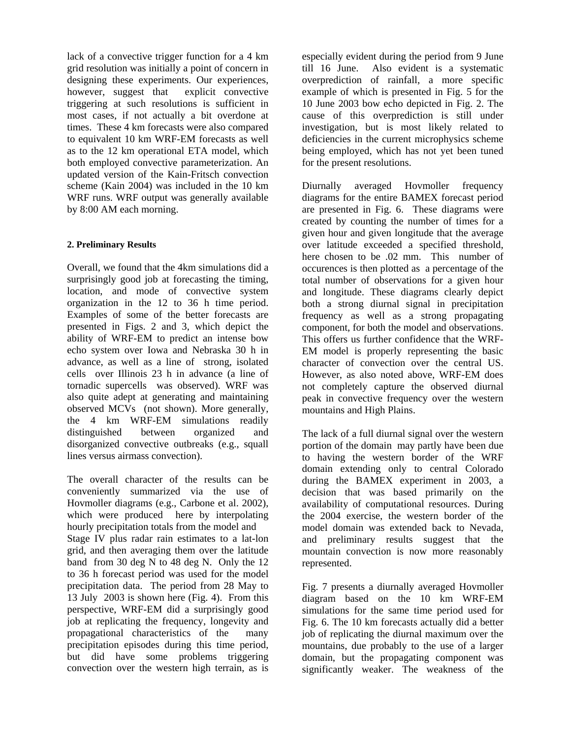lack of a convective trigger function for a 4 km grid resolution was initially a point of concern in designing these experiments. Our experiences, however, suggest that explicit convective triggering at such resolutions is sufficient in most cases, if not actually a bit overdone at times. These 4 km forecasts were also compared to equivalent 10 km WRF-EM forecasts as well as to the 12 km operational ETA model, which both employed convective parameterization. An updated version of the Kain-Fritsch convection scheme (Kain 2004) was included in the 10 km WRF runs. WRF output was generally available by 8:00 AM each morning.

#### 2. Preliminary Results

Overall, we found that the 4km simulations did a surprisingly good job at forecasting the timing, location, and mode of convective system organization in the 12 to 36 h time period. Examples of some of the better forecasts are presented in Figs. 2 and 3, which depict the ability of WRF-EM to predict an intense bow echo system over Iowa and Nebraska 30 h in advance, as well as a line of strong, isolated cells over Illinois 23 h in advance (a line of tornadic supercells was observed). WRF was also quite adept at generating and maintaining observed MCVs (not shown). More generally, the 4 km WRF-EM simulations readily distinguished between organized and disorganized convective outbreaks (e.g., squall lines versus airmass convection).

The overall character of the results can be conveniently summarized via the use of Hovmoller diagrams (e.g., Carbone et al. 2002), which were produced here by interpolating hourly precipitation totals from the model and Stage IV plus radar rain estimates to a lat-lon grid, and then averaging them over the latitude band from 30 deg N to 48 deg N. Only the 12 to 36 h forecast period was used for the model precipitation data. The period from 28 May to 13 July 2003 is shown here (Fig. 4). From this perspective, WRF-EM did a surprisingly good job at replicating the frequency, longevity and propagational characteristics of the many precipitation episodes during this time period, but did have some problems triggering convection over the western high terrain, as is especially evident during the period from 9 June till 16 June. Also evident is a systematic overprediction of rainfall, a more specific example of which is presented in Fig. 5 for the 10 June 2003 bow echo depicted in Fig. 2. The cause of this overprediction is still under investigation, but is most likely related to deficiencies in the current microphysics scheme being employed, which has not yet been tuned for the present resolutions.

Diurnally averaged Hovmoller frequency diagrams for the entire BAMEX forecast period are presented in Fig. 6. These diagrams were created by counting the number of times for a given hour and given longitude that the average over latitude exceeded a specified threshold, here chosen to be .02 mm. This number of occurences is then plotted as a percentage of the total number of observations for a given hour and longitude. These diagrams clearly depict both a strong diurnal signal in precipitation frequency as well as a strong propagating component, for both the model and observations. This offers us further confidence that the WRF-EM model is properly representing the basic character of convection over the central US. However, as also noted above, WRF-EM does not completely capture the observed diurnal peak in convective frequency over the western mountains and High Plains.

The lack of a full diurnal signal over the western portion of the domain may partly have been due to having the western border of the WRF domain extending only to central Colorado during the BAMEX experiment in 2003, a decision that was based primarily on the availability of computational resources. During the 2004 exercise, the western border of the model domain was extended back to Nevada, and preliminary results suggest that the mountain convection is now more reasonably represented.

Fig. 7 presents a diurnally averaged Hovmoller diagram based on the 10 km WRF-EM simulations for the same time period used for Fig. 6. The 10 km forecasts actually did a better job of replicating the diurnal maximum over the mountains, due probably to the use of a larger domain, but the propagating component was significantly weaker. The weakness of the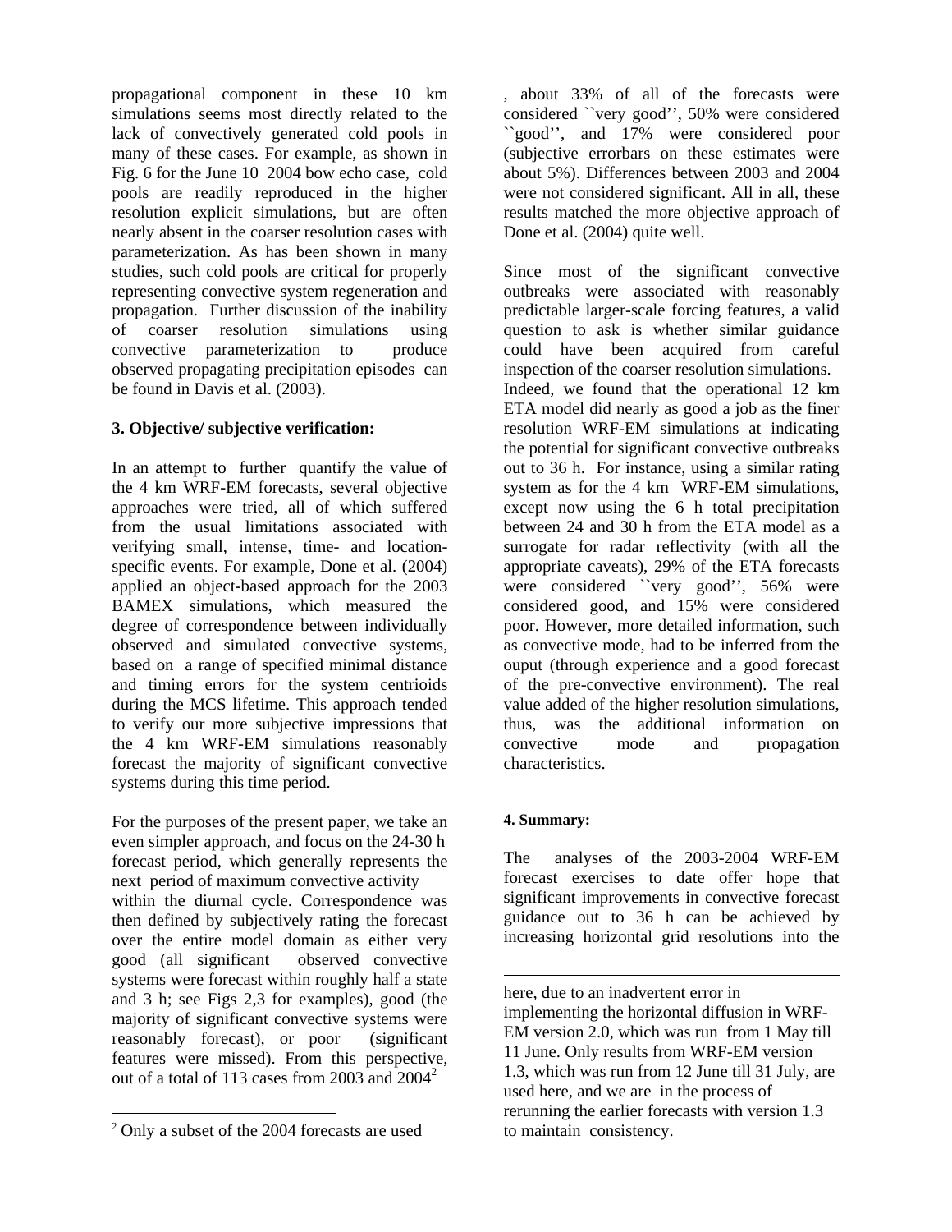propagational component in these 10 km simulations seems most directly related to the lack of convectively generated cold pools in many of these cases. For example, as shown in Fig. 6 for the June 10 2004 bow echo case, cold pools are readily reproduced in the higher resolution explicit simulations, but are often nearly absent in the coarser resolution cases with parameterization. As has been shown in many studies, such cold pools are critical for properly representing convective system regeneration and propagation. Further discussion of the inability of coarser resolution simulations using convective parameterization to produce observed propagating precipitation episodes can be found in Davis et al. (2003).

**3. Objective/ subjective verification:**

In an attempt to further quantify the value of the 4 km WRF-EM forecasts, several objective approaches were tried, all of which suffered from the usual limitations associated with verifying small, intense, time- and location-specific events. For example, Done et al. (2004) applied an object-based approach for the 2003 BAMEX simulations, which measured the degree of correspondence between individually observed and simulated convective systems, based on a range of specified minimal distance and timing errors for the system centrioids during the MCS lifetime. This approach tended to verify our more subjective impressions that the 4 km WRF-EM simulations reasonably forecast the majority of significant convective systems during this time period.

For the purposes of the present paper, we take an even simpler approach, and focus on the 24-30 h forecast period, which generally represents the next period of maximum convective activity within the diurnal cycle. Correspondence was then defined by subjectively rating the forecast over the entire model domain as either very good (all significant observed convective systems were forecast within roughly half a state and 3 h; see Figs 2,3 for examples), good (the majority of significant convective systems were reasonably forecast), or poor (significant features were missed). From this perspective, out of a total of 113 cases from 2003 and 2004[2], about 33% of all of the forecasts were considered ``very good'', 50% were considered ``good'', and 17% were considered poor (subjective errorbars on these estimates were about 5%). Differences between 2003 and 2004 were not considered significant. All in all, these results matched the more objective approach of Done et al. (2004) quite well.

Since most of the significant convective outbreaks were associated with reasonably predictable larger-scale forcing features, a valid question to ask is whether similar guidance could have been acquired from careful inspection of the coarser resolution simulations. Indeed, we found that the operational 12 km ETA model did nearly as good a job as the finer resolution WRF-EM simulations at indicating the potential for significant convective outbreaks out to 36 h. For instance, using a similar rating system as for the 4 km WRF-EM simulations, except now using the 6 h total precipitation between 24 and 30 h from the ETA model as a surrogate for radar reflectivity (with all the appropriate caveats), 29% of the ETA forecasts were considered ``very good'', 56% were considered good, and 15% were considered poor. However, more detailed information, such as convective mode, had to be inferred from the ouput (through experience and a good forecast of the pre-convective environment). The real value added of the higher resolution simulations, thus, was the additional information on convective mode and propagation characteristics.

**4. Summary:**

The analyses of the 2003-2004 WRF-EM forecast exercises to date offer hope that significant improvements in convective forecast guidance out to 36 h can be achieved by increasing horizontal grid resolutions into the

[2] Only a subset of the 2004 forecasts are used here, due to an inadvertent error in implementing the horizontal diffusion in WRF-EM version 2.0, which was run from 1 May till 11 June. Only results from WRF-EM version 1.3, which was run from 12 June till 31 July, are used here, and we are in the process of rerunning the earlier forecasts with version 1.3 to maintain consistency.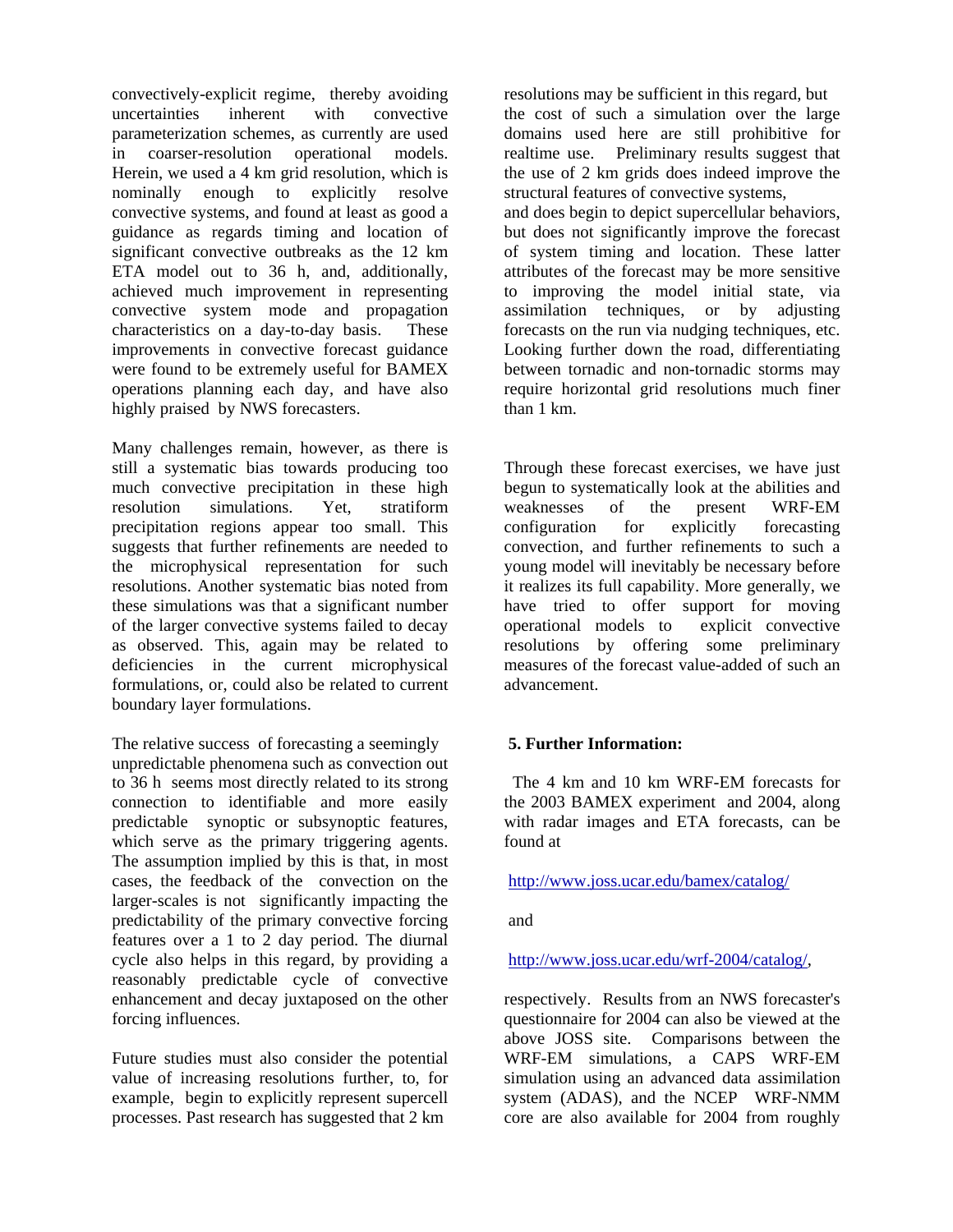convectively-explicit regime, thereby avoiding uncertainties inherent with convective parameterization schemes, as currently are used in coarser-resolution operational models. Herein, we used a 4 km grid resolution, which is nominally enough to explicitly resolve convective systems, and found at least as good a guidance as regards timing and location of significant convective outbreaks as the 12 km ETA model out to 36 h, and, additionally, achieved much improvement in representing convective system mode and propagation characteristics on a day-to-day basis. These improvements in convective forecast guidance were found to be extremely useful for BAMEX operations planning each day, and have also highly praised by NWS forecasters.

Many challenges remain, however, as there is still a systematic bias towards producing too much convective precipitation in these high resolution simulations. Yet, stratiform precipitation regions appear too small. This suggests that further refinements are needed to the microphysical representation for such resolutions. Another systematic bias noted from these simulations was that a significant number of the larger convective systems failed to decay as observed. This, again may be related to deficiencies in the current microphysical formulations, or, could also be related to current boundary layer formulations.

The relative success of forecasting a seemingly unpredictable phenomena such as convection out to 36 h seems most directly related to its strong connection to identifiable and more easily predictable synoptic or subsynoptic features, which serve as the primary triggering agents. The assumption implied by this is that, in most cases, the feedback of the convection on the larger-scales is not significantly impacting the predictability of the primary convective forcing features over a 1 to 2 day period. The diurnal cycle also helps in this regard, by providing a reasonably predictable cycle of convective enhancement and decay juxtaposed on the other forcing influences.

Future studies must also consider the potential value of increasing resolutions further, to, for example, begin to explicitly represent supercell processes. Past research has suggested that 2 km resolutions may be sufficient in this regard, but the cost of such a simulation over the large domains used here are still prohibitive for realtime use. Preliminary results suggest that the use of 2 km grids does indeed improve the structural features of convective systems, and does begin to depict supercellular behaviors, but does not significantly improve the forecast of system timing and location. These latter attributes of the forecast may be more sensitive to improving the model initial state, via assimilation techniques, or by adjusting forecasts on the run via nudging techniques, etc. Looking further down the road, differentiating between tornadic and non-tornadic storms may require horizontal grid resolutions much finer than 1 km.

Through these forecast exercises, we have just begun to systematically look at the abilities and weaknesses of the present WRF-EM configuration for explicitly forecasting convection, and further refinements to such a young model will inevitably be necessary before it realizes its full capability. More generally, we have tried to offer support for moving operational models to explicit convective resolutions by offering some preliminary measures of the forecast value-added of such an advancement.

## 5. Further Information:

The 4 km and 10 km WRF-EM forecasts for the 2003 BAMEX experiment and 2004, along with radar images and ETA forecasts, can be found at

http://www.joss.ucar.edu/bamex/catalog/

and

http://www.joss.ucar.edu/wrf-2004/catalog/,

respectively. Results from an NWS forecaster's questionnaire for 2004 can also be viewed at the above JOSS site. Comparisons between the WRF-EM simulations, a CAPS WRF-EM simulation using an advanced data assimilation system (ADAS), and the NCEP WRF-NMM core are also available for 2004 from roughly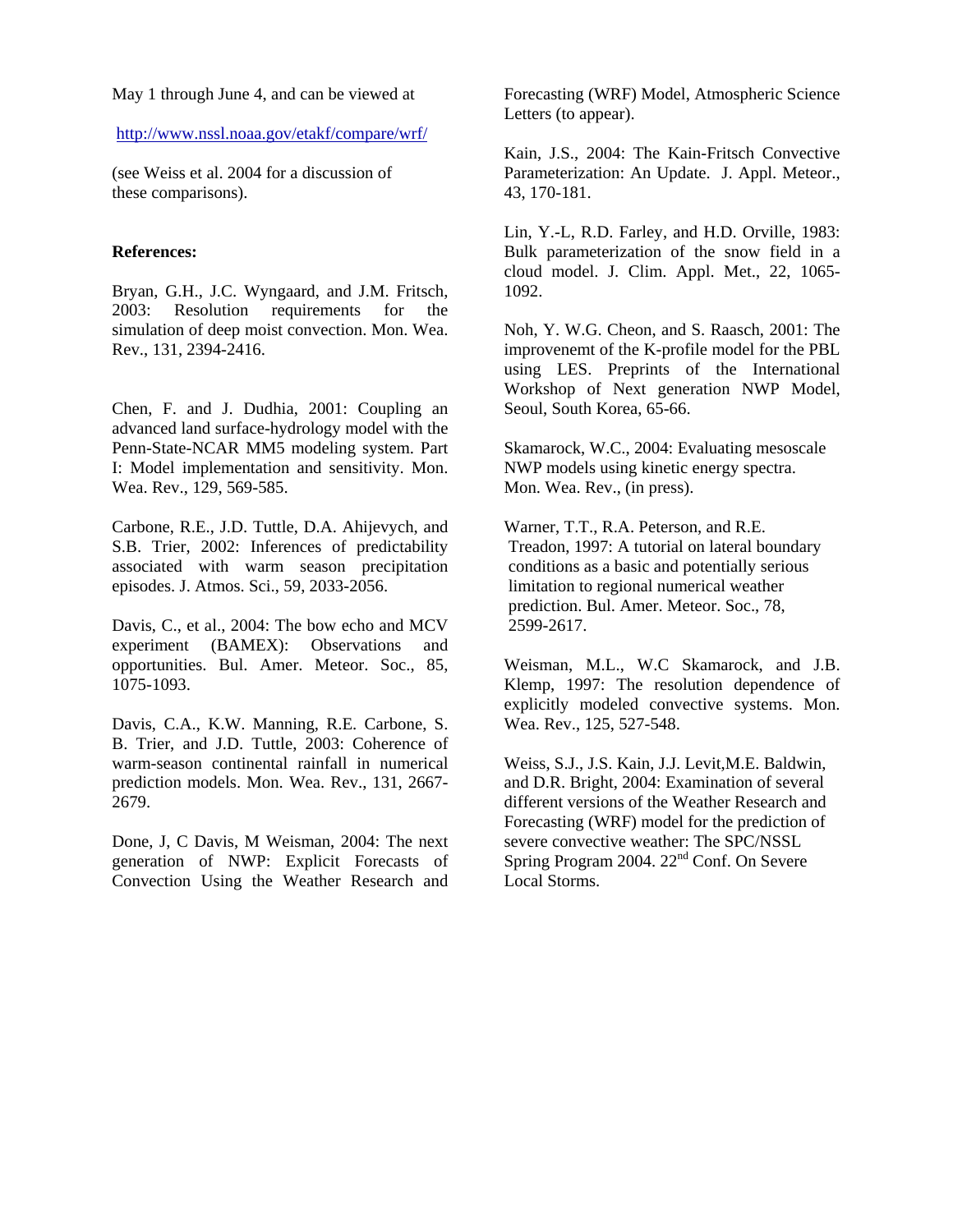May 1 through June 4, and can be viewed at

http://www.nssl.noaa.gov/etakf/compare/wrf/

(see Weiss et al. 2004 for a discussion of these comparisons).

**References:**

Bryan, G.H., J.C. Wyngaard, and J.M. Fritsch, 2003: Resolution requirements for the simulation of deep moist convection. Mon. Wea. Rev., 131, 2394-2416.

Chen, F. and J. Dudhia, 2001: Coupling an advanced land surface-hydrology model with the Penn-State-NCAR MM5 modeling system. Part I: Model implementation and sensitivity. Mon. Wea. Rev., 129, 569-585.

Carbone, R.E., J.D. Tuttle, D.A. Ahijevych, and S.B. Trier, 2002: Inferences of predictability associated with warm season precipitation episodes. J. Atmos. Sci., 59, 2033-2056.

Davis, C., et al., 2004: The bow echo and MCV experiment (BAMEX): Observations and opportunities. Bul. Amer. Meteor. Soc., 85, 1075-1093.

Davis, C.A., K.W. Manning, R.E. Carbone, S. B. Trier, and J.D. Tuttle, 2003: Coherence of warm-season continental rainfall in numerical prediction models. Mon. Wea. Rev., 131, 2667-2679.

Done, J, C Davis, M Weisman, 2004: The next generation of NWP: Explicit Forecasts of Convection Using the Weather Research and Forecasting (WRF) Model, Atmospheric Science Letters (to appear).

Kain, J.S., 2004: The Kain-Fritsch Convective Parameterization: An Update. J. Appl. Meteor., 43, 170-181.

Lin, Y.-L, R.D. Farley, and H.D. Orville, 1983: Bulk parameterization of the snow field in a cloud model. J. Clim. Appl. Met., 22, 1065-1092.

Noh, Y. W.G. Cheon, and S. Raasch, 2001: The improvenemt of the K-profile model for the PBL using LES. Preprints of the International Workshop of Next generation NWP Model, Seoul, South Korea, 65-66.

Skamarock, W.C., 2004: Evaluating mesoscale NWP models using kinetic energy spectra. Mon. Wea. Rev., (in press).

Warner, T.T., R.A. Peterson, and R.E. Treadon, 1997: A tutorial on lateral boundary conditions as a basic and potentially serious limitation to regional numerical weather prediction. Bul. Amer. Meteor. Soc., 78, 2599-2617.

Weisman, M.L., W.C Skamarock, and J.B. Klemp, 1997: The resolution dependence of explicitly modeled convective systems. Mon. Wea. Rev., 125, 527-548.

Weiss, S.J., J.S. Kain, J.J. Levit,M.E. Baldwin, and D.R. Bright, 2004: Examination of several different versions of the Weather Research and Forecasting (WRF) model for the prediction of severe convective weather: The SPC/NSSL Spring Program 2004. 22nd Conf. On Severe Local Storms.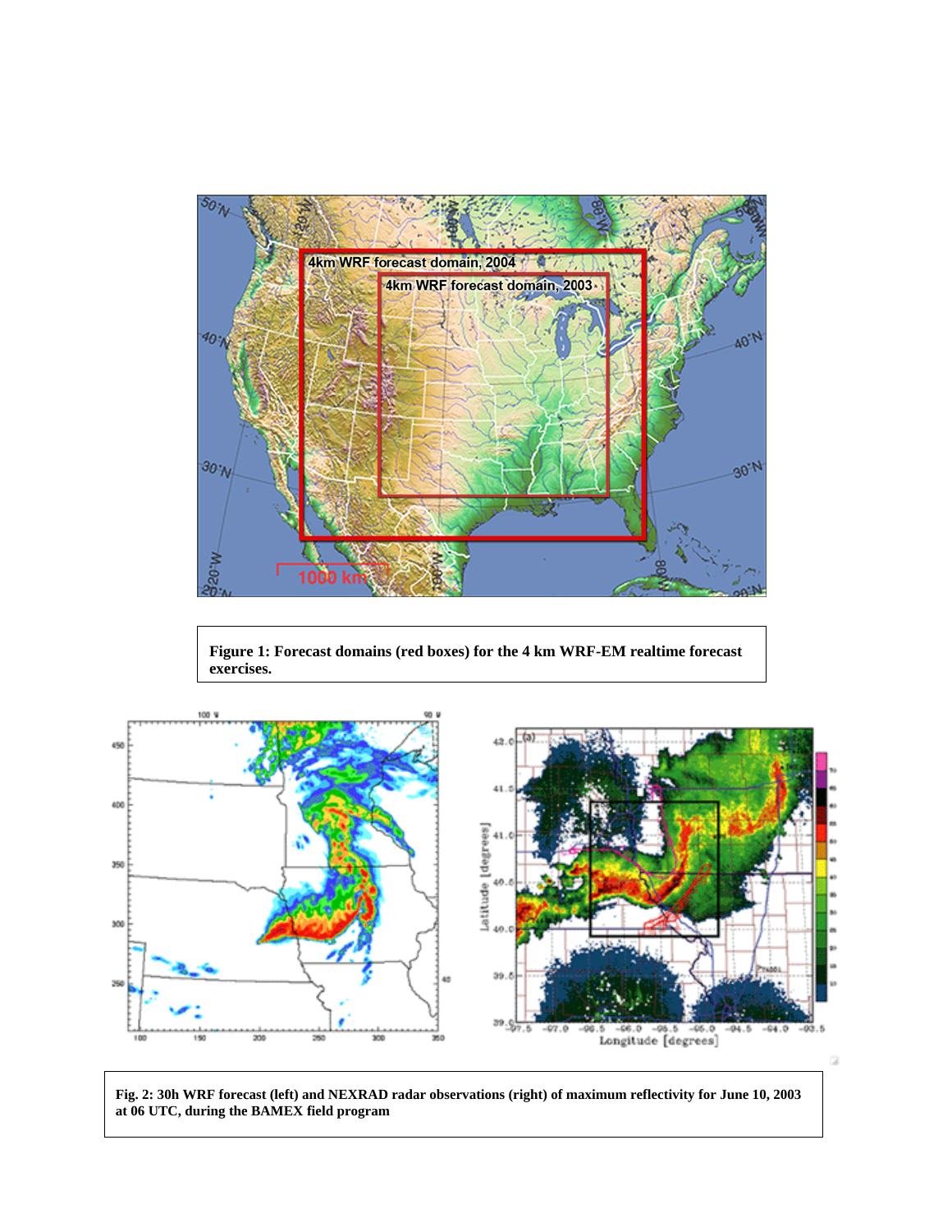**Figure 1: Forecast domains (red boxes) for the 4 km WRF-EM realtime forecast exercises.**

**Fig. 2: 30h WRF forecast (left) and NEXRAD radar observations (right) of maximum reflectivity for June 10, 2003 at 06 UTC, during the BAMEX field program**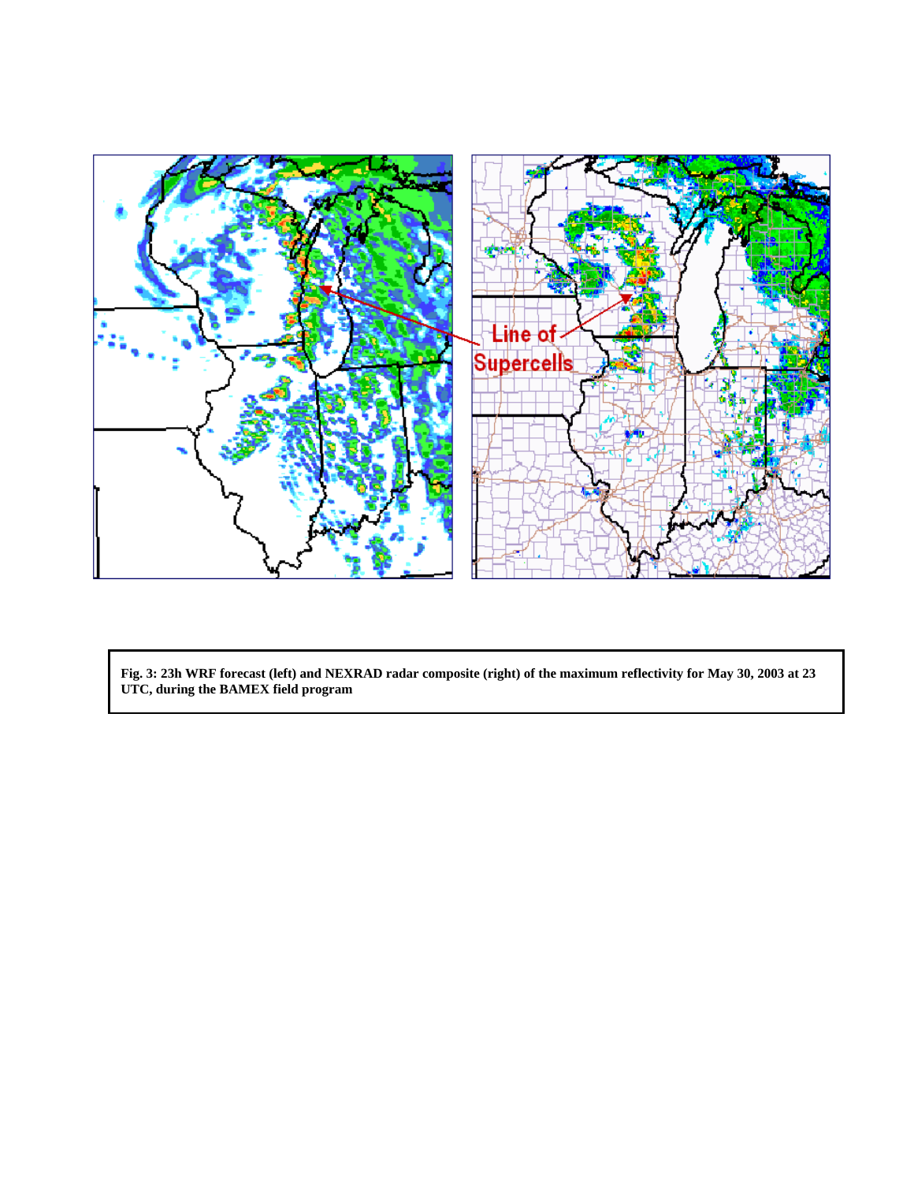**Fig. 3: 23h WRF forecast (left) and NEXRAD radar composite (right) of the maximum reflectivity for May 30, 2003 at 23 UTC, during the BAMEX field program**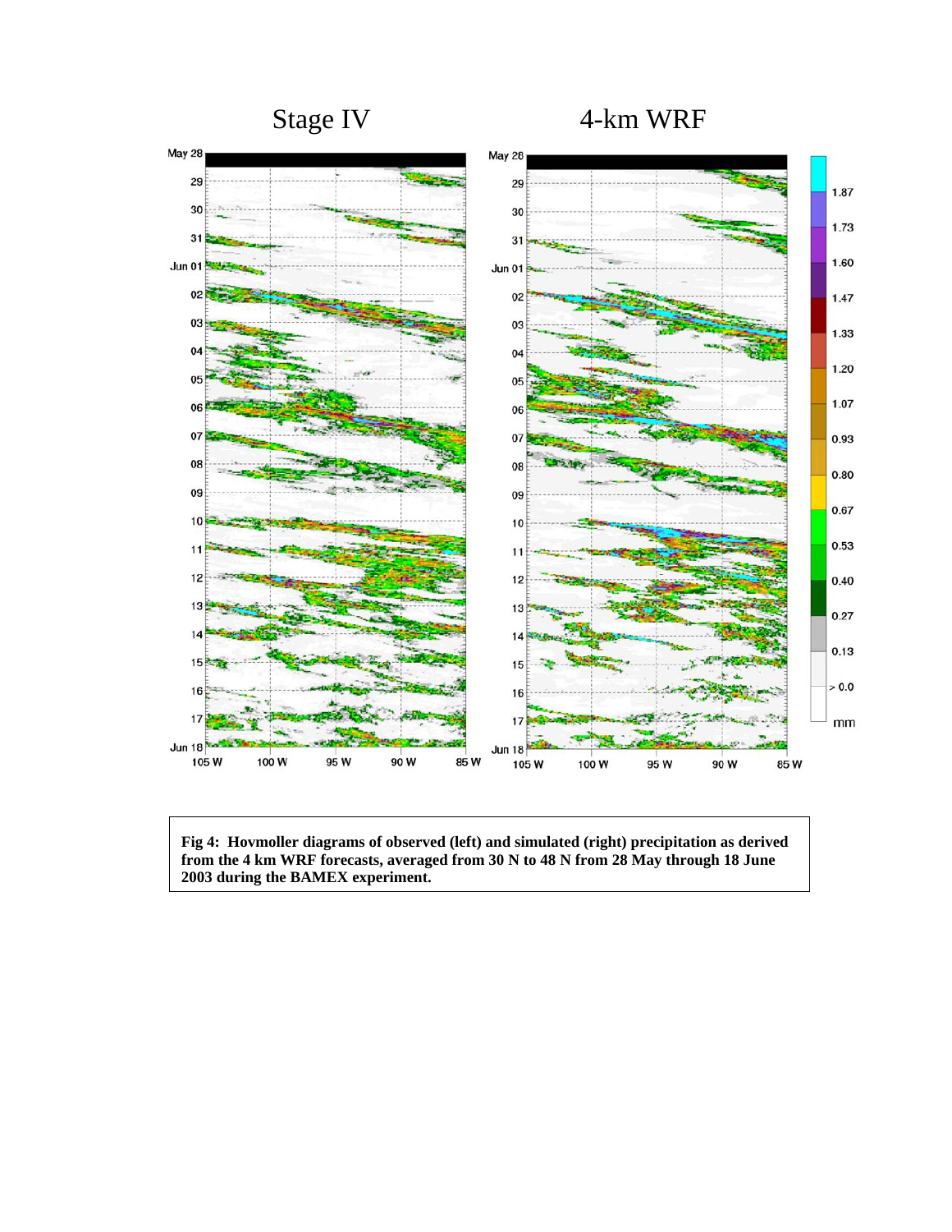Fig 4: Hovmoller diagrams of observed (left) and simulated (right) precipitation as derived from the 4 km WRF forecasts, averaged from 30 N to 48 N from 28 May through 18 June 2003 during the BAMEX experiment.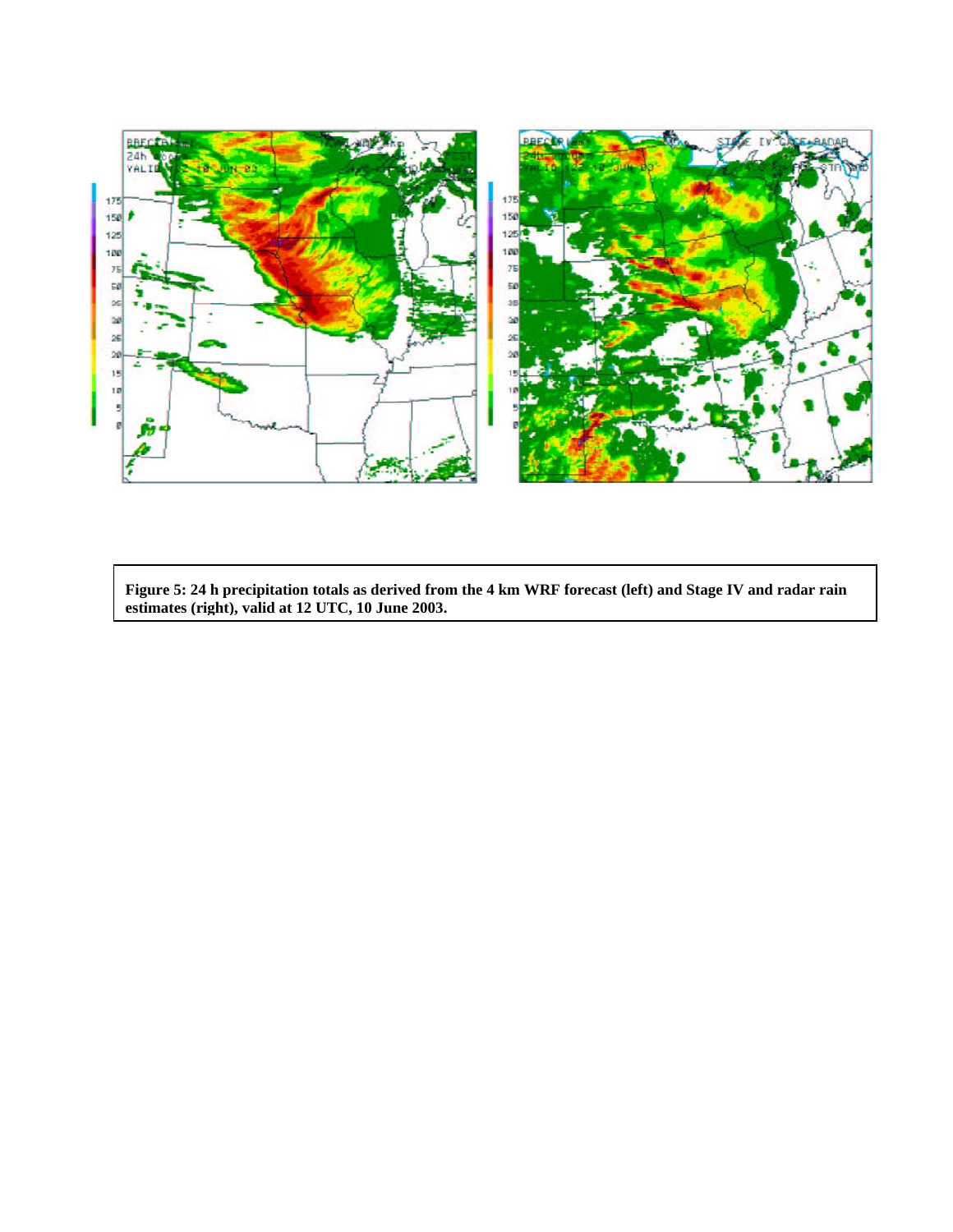**Figure 5: 24 h precipitation totals as derived from the 4 km WRF forecast (left) and Stage IV and radar rain estimates (right), valid at 12 UTC, 10 June 2003.**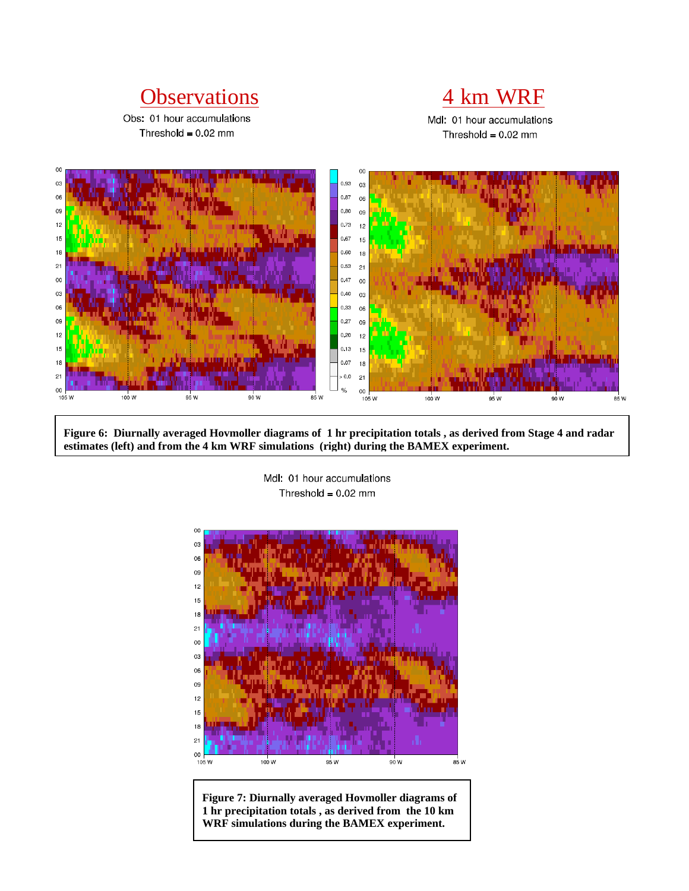**Figure 6: Diurnally averaged Hovmoller diagrams of 1 hr precipitation totals , as derived from Stage 4 and radar estimates (left) and from the 4 km WRF simulations (right) during the BAMEX experiment.**

**Figure 7: Diurnally averaged Hovmoller diagrams of 1 hr precipitation totals , as derived from the 10 km WRF simulations during the BAMEX experiment.**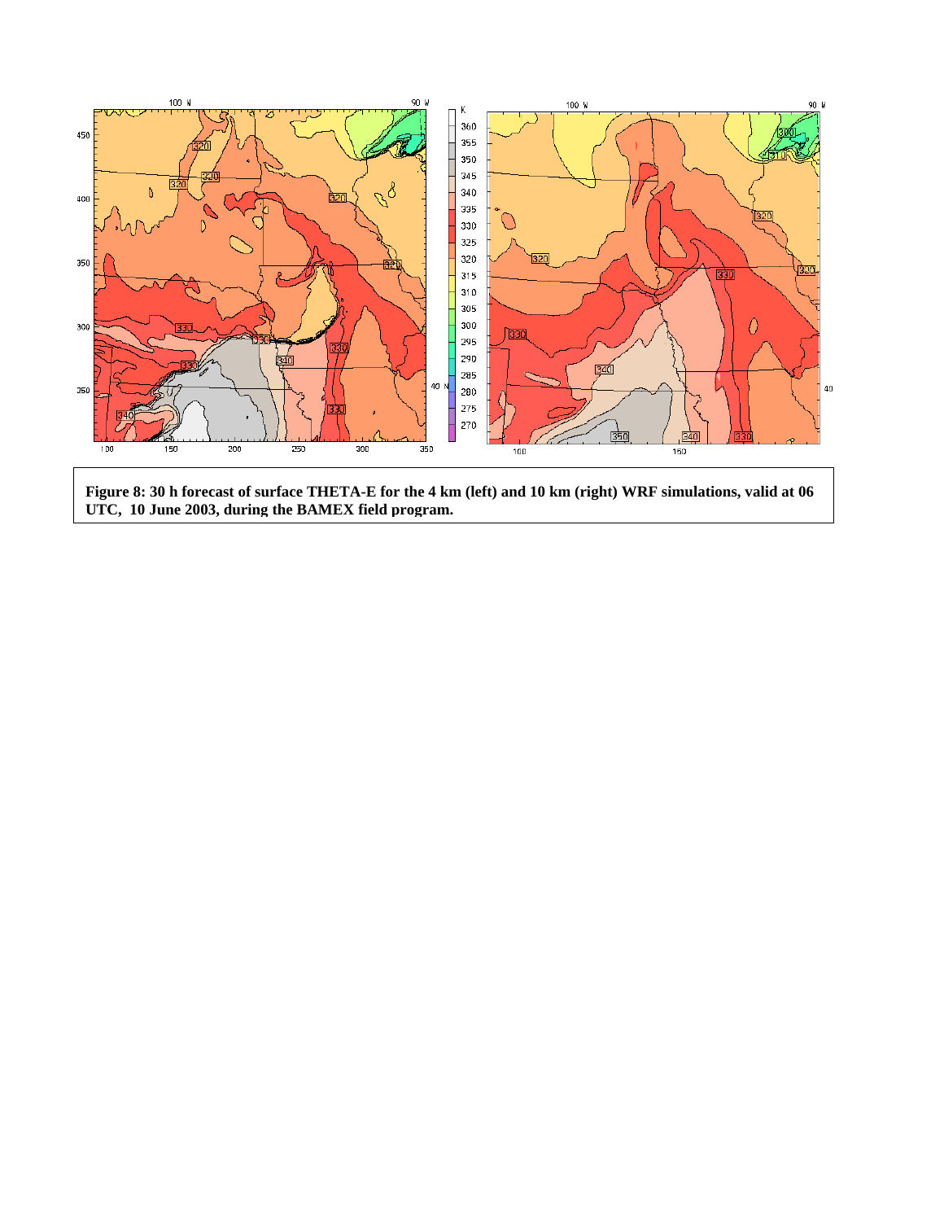100 W

90 W

450

400

350

300

250

100

150

200

250

300

350

320

320

320

320

320

330

330

330

330

340

330

340

K

360

355

350

345

340

335

330

325

320

315

310

305

300

295

290

285

280

275

270

40 N

100 W

90 W

300

310

320

320

330

330

330

340

350

340

330

40

100

150

**Figure 8: 30 h forecast of surface THETA-E for the 4 km (left) and 10 km (right) WRF simulations, valid at 06 UTC, 10 June 2003, during the BAMEX field program.**